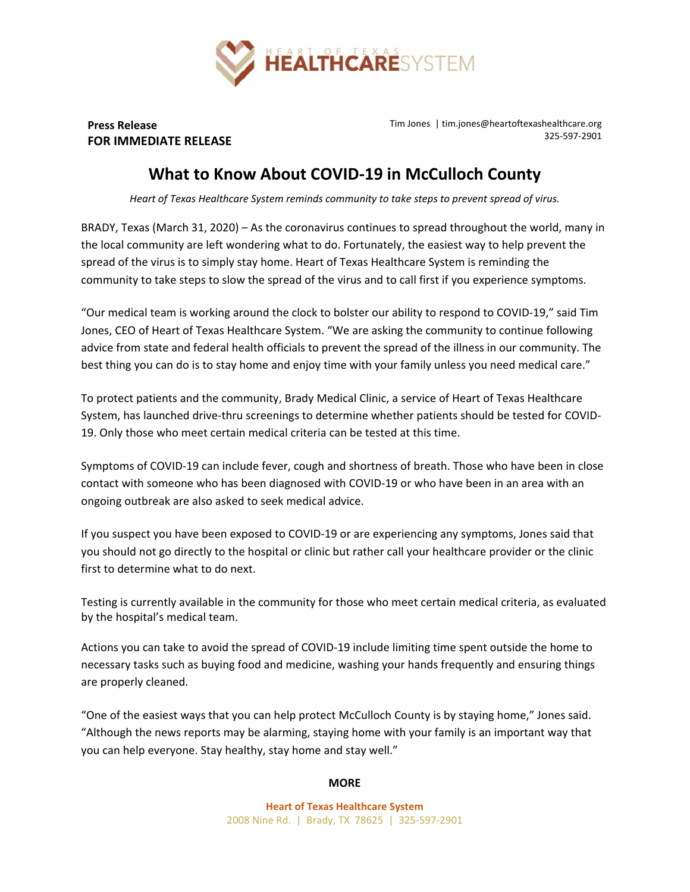**Press Release**
**FOR IMMEDIATE RELEASE**

Tim Jones | tim.jones@heartoftexashealthcare.org
325-597-2901

# What to Know About COVID-19 in McCulloch County

*Heart of Texas Healthcare System reminds community to take steps to prevent spread of virus.*

BRADY, Texas (March 31, 2020) – As the coronavirus continues to spread throughout the world, many in the local community are left wondering what to do. Fortunately, the easiest way to help prevent the spread of the virus is to simply stay home. Heart of Texas Healthcare System is reminding the community to take steps to slow the spread of the virus and to call first if you experience symptoms.

"Our medical team is working around the clock to bolster our ability to respond to COVID-19," said Tim Jones, CEO of Heart of Texas Healthcare System. "We are asking the community to continue following advice from state and federal health officials to prevent the spread of the illness in our community. The best thing you can do is to stay home and enjoy time with your family unless you need medical care."

To protect patients and the community, Brady Medical Clinic, a service of Heart of Texas Healthcare System, has launched drive-thru screenings to determine whether patients should be tested for COVID-19. Only those who meet certain medical criteria can be tested at this time.

Symptoms of COVID-19 can include fever, cough and shortness of breath. Those who have been in close contact with someone who has been diagnosed with COVID-19 or who have been in an area with an ongoing outbreak are also asked to seek medical advice.

If you suspect you have been exposed to COVID-19 or are experiencing any symptoms, Jones said that you should not go directly to the hospital or clinic but rather call your healthcare provider or the clinic first to determine what to do next.

Testing is currently available in the community for those who meet certain medical criteria, as evaluated by the hospital's medical team.

Actions you can take to avoid the spread of COVID-19 include limiting time spent outside the home to necessary tasks such as buying food and medicine, washing your hands frequently and ensuring things are properly cleaned.

"One of the easiest ways that you can help protect McCulloch County is by staying home," Jones said. "Although the news reports may be alarming, staying home with your family is an important way that you can help everyone. Stay healthy, stay home and stay well."

**MORE**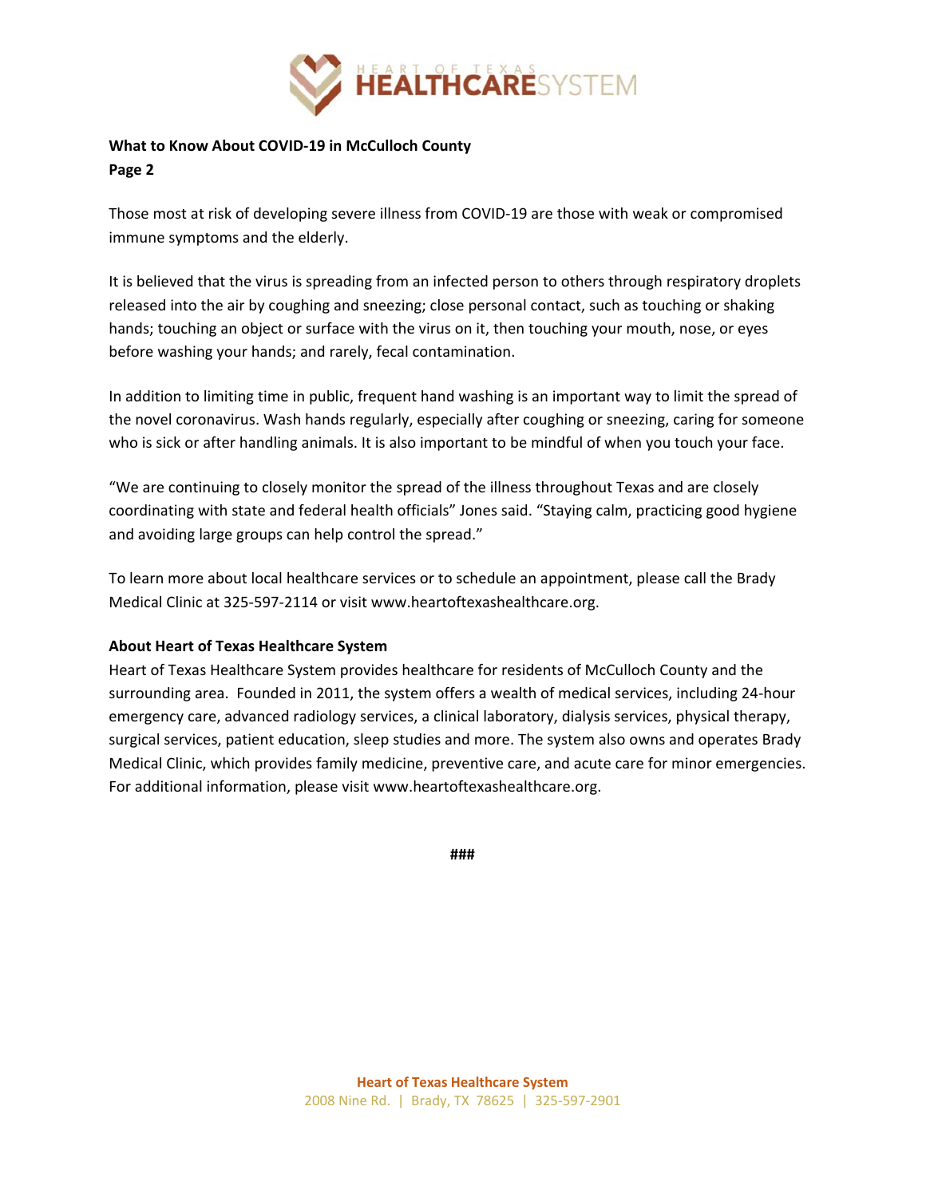**What to Know About COVID-19 in McCulloch County**
**Page 2**

Those most at risk of developing severe illness from COVID-19 are those with weak or compromised immune symptoms and the elderly.

It is believed that the virus is spreading from an infected person to others through respiratory droplets released into the air by coughing and sneezing; close personal contact, such as touching or shaking hands; touching an object or surface with the virus on it, then touching your mouth, nose, or eyes before washing your hands; and rarely, fecal contamination.

In addition to limiting time in public, frequent hand washing is an important way to limit the spread of the novel coronavirus. Wash hands regularly, especially after coughing or sneezing, caring for someone who is sick or after handling animals. It is also important to be mindful of when you touch your face.

"We are continuing to closely monitor the spread of the illness throughout Texas and are closely coordinating with state and federal health officials" Jones said. "Staying calm, practicing good hygiene and avoiding large groups can help control the spread."

To learn more about local healthcare services or to schedule an appointment, please call the Brady Medical Clinic at 325-597-2114 or visit www.heartoftexashealthcare.org.

**About Heart of Texas Healthcare System**

Heart of Texas Healthcare System provides healthcare for residents of McCulloch County and the surrounding area. Founded in 2011, the system offers a wealth of medical services, including 24-hour emergency care, advanced radiology services, a clinical laboratory, dialysis services, physical therapy, surgical services, patient education, sleep studies and more. The system also owns and operates Brady Medical Clinic, which provides family medicine, preventive care, and acute care for minor emergencies. For additional information, please visit www.heartoftexashealthcare.org.

###